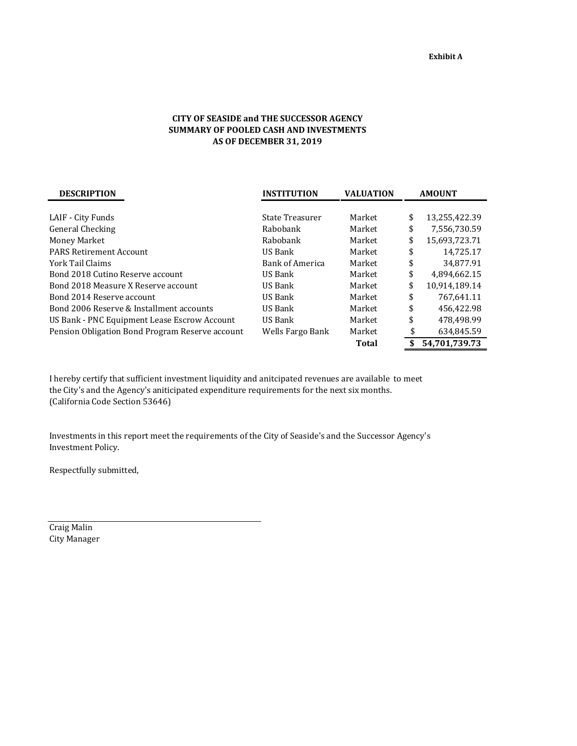**Exhibit A**

**CITY OF SEASIDE and THE SUCCESSOR AGENCY**
**SUMMARY OF POOLED CASH AND INVESTMENTS**
**AS OF DECEMBER 31, 2019**

| DESCRIPTION | INSTITUTION | VALUATION | AMOUNT |
|---|---|---|---|
| LAIF - City Funds | State Treasurer | Market | $ 13,255,422.39 |
| General Checking | Rabobank | Market | $ 7,556,730.59 |
| Money Market | Rabobank | Market | $ 15,693,723.71 |
| PARS Retirement Account | US Bank | Market | $ 14,725.17 |
| York Tail Claims | Bank of America | Market | $ 34,877.91 |
| Bond 2018 Cutino Reserve account | US Bank | Market | $ 4,894,662.15 |
| Bond 2018 Measure X Reserve account | US Bank | Market | $ 10,914,189.14 |
| Bond 2014 Reserve account | US Bank | Market | $ 767,641.11 |
| Bond 2006 Reserve & Installment accounts | US Bank | Market | $ 456,422.98 |
| US Bank - PNC Equipment Lease Escrow Account | US Bank | Market | $ 478,498.99 |
| Pension Obligation Bond Program Reserve account | Wells Fargo Bank | Market | $ 634,845.59 |
| | | **Total** | **$ 54,701,739.73** |

I hereby certify that sufficient investment liquidity and anitcipated revenues are available to meet the City's and the Agency's aniticipated expenditure requirements for the next six months. (California Code Section 53646)

Investments in this report meet the requirements of the City of Seaside's and the Successor Agency's Investment Policy.

Respectfully submitted,

Craig Malin
City Manager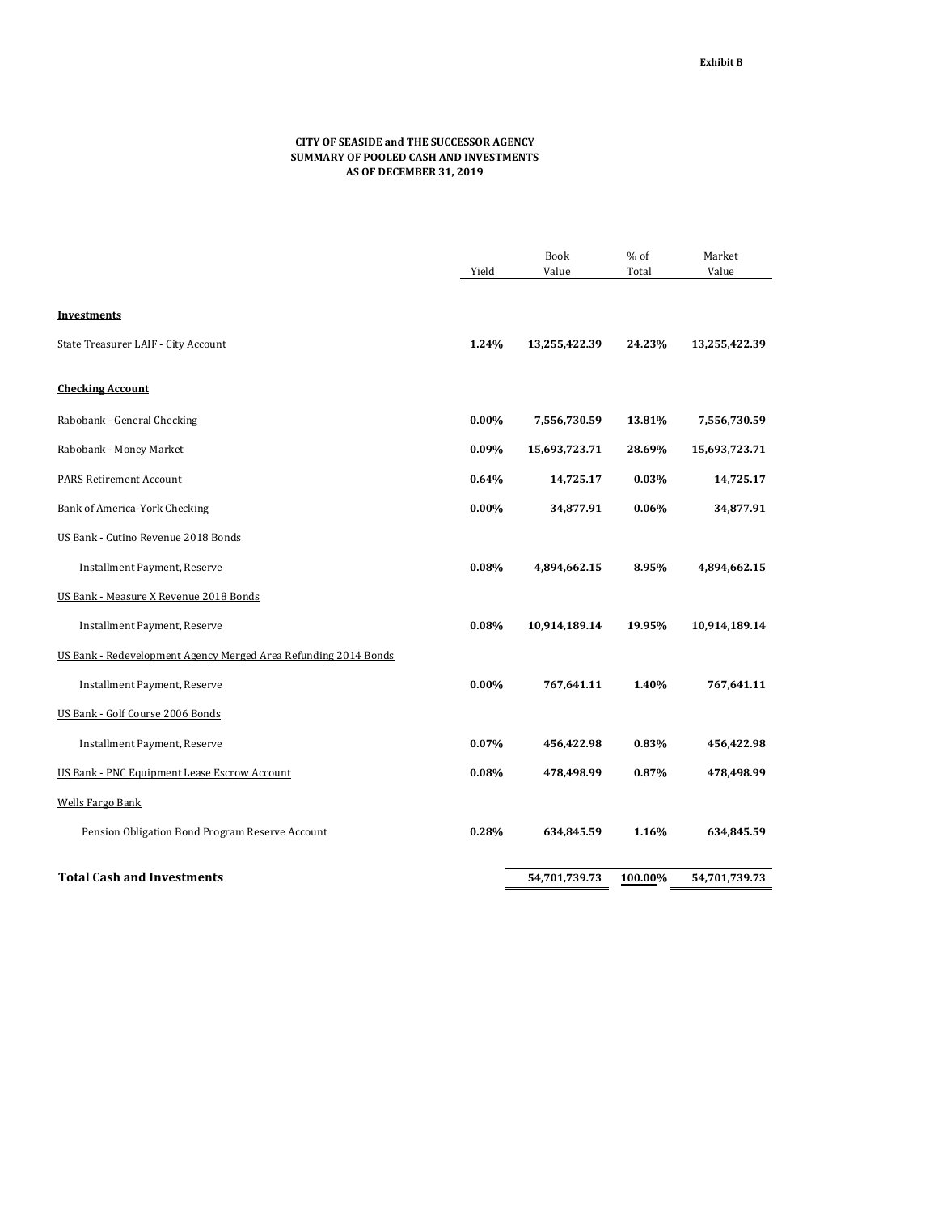Exhibit B

**CITY OF SEASIDE and THE SUCCESSOR AGENCY**
**SUMMARY OF POOLED CASH AND INVESTMENTS**
**AS OF DECEMBER 31, 2019**

| | Yield | Book Value | % of Total | Market Value |
|---|---|---|---|---|
| **Investments** | | | | |
| State Treasurer LAIF - City Account | **1.24%** | **13,255,422.39** | **24.23%** | **13,255,422.39** |
| **Checking Account** | | | | |
| Rabobank - General Checking | **0.00%** | **7,556,730.59** | **13.81%** | **7,556,730.59** |
| Rabobank - Money Market | **0.09%** | **15,693,723.71** | **28.69%** | **15,693,723.71** |
| PARS Retirement Account | **0.64%** | **14,725.17** | **0.03%** | **14,725.17** |
| Bank of America-York Checking | **0.00%** | **34,877.91** | **0.06%** | **34,877.91** |
| US Bank - Cutino Revenue 2018 Bonds | | | | |
| Installment Payment, Reserve | **0.08%** | **4,894,662.15** | **8.95%** | **4,894,662.15** |
| US Bank - Measure X Revenue 2018 Bonds | | | | |
| Installment Payment, Reserve | **0.08%** | **10,914,189.14** | **19.95%** | **10,914,189.14** |
| US Bank - Redevelopment Agency Merged Area Refunding 2014 Bonds | | | | |
| Installment Payment, Reserve | **0.00%** | **767,641.11** | **1.40%** | **767,641.11** |
| US Bank - Golf Course 2006 Bonds | | | | |
| Installment Payment, Reserve | **0.07%** | **456,422.98** | **0.83%** | **456,422.98** |
| US Bank - PNC Equipment Lease Escrow Account | **0.08%** | **478,498.99** | **0.87%** | **478,498.99** |
| Wells Fargo Bank | | | | |
| Pension Obligation Bond Program Reserve Account | **0.28%** | **634,845.59** | **1.16%** | **634,845.59** |
| **Total Cash and Investments** | | **54,701,739.73** | **100.00%** | **54,701,739.73** |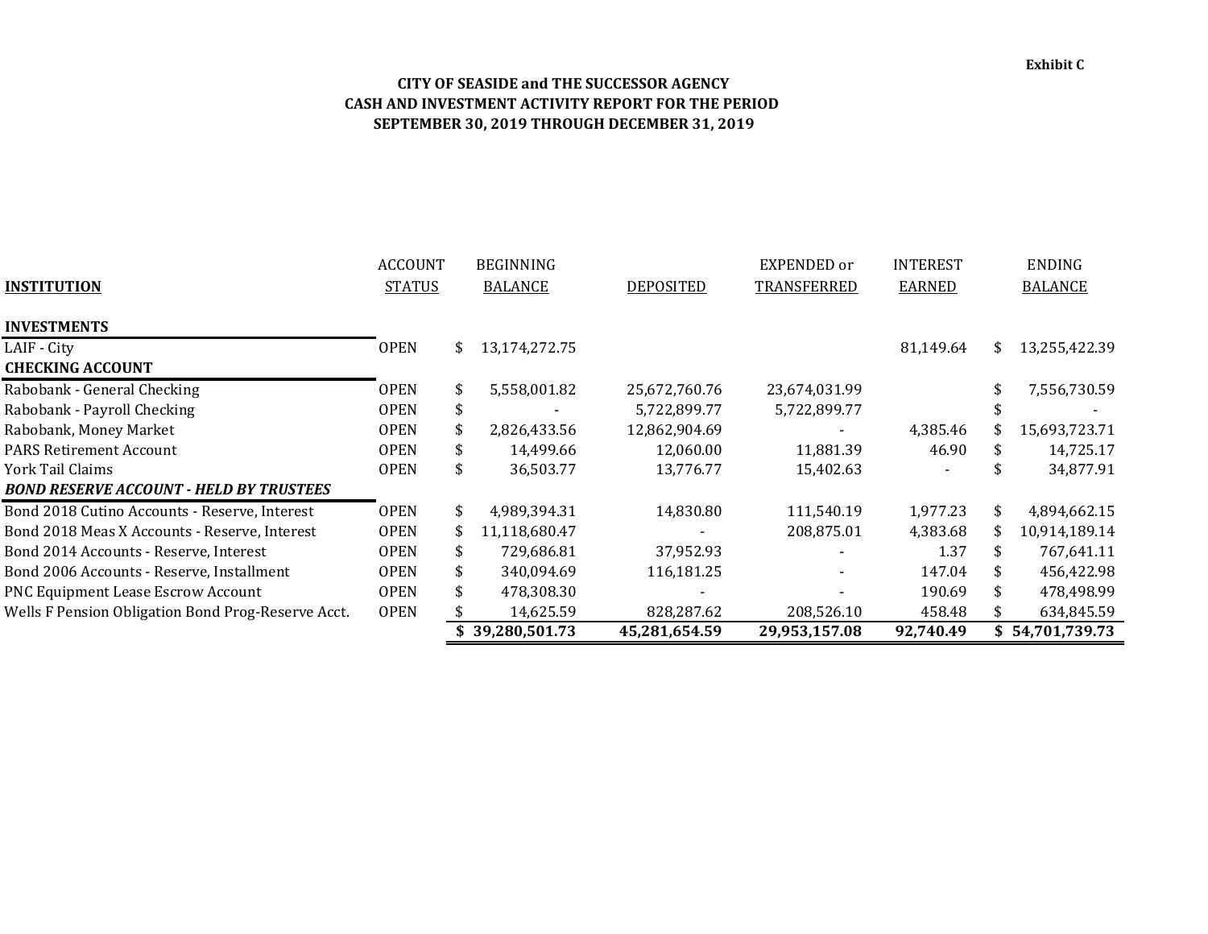Exhibit C

# CITY OF SEASIDE and THE SUCCESSOR AGENCY
## CASH AND INVESTMENT ACTIVITY REPORT FOR THE PERIOD
## SEPTEMBER 30, 2019 THROUGH DECEMBER 31, 2019

| INSTITUTION | ACCOUNT STATUS | BEGINNING BALANCE | DEPOSITED | EXPENDED or TRANSFERRED | INTEREST EARNED | ENDING BALANCE |
|---|---|---|---|---|---|---|
| **INVESTMENTS** | | | | | | |
| LAIF - City | OPEN | $ 13,174,272.75 | | | 81,149.64 | $ 13,255,422.39 |
| **CHECKING ACCOUNT** | | | | | | |
| Rabobank - General Checking | OPEN | $ 5,558,001.82 | 25,672,760.76 | 23,674,031.99 | | $ 7,556,730.59 |
| Rabobank - Payroll Checking | OPEN | $ - | 5,722,899.77 | 5,722,899.77 | | $ - |
| Rabobank, Money Market | OPEN | $ 2,826,433.56 | 12,862,904.69 | - | 4,385.46 | $ 15,693,723.71 |
| PARS Retirement Account | OPEN | $ 14,499.66 | 12,060.00 | 11,881.39 | 46.90 | $ 14,725.17 |
| York Tail Claims | OPEN | $ 36,503.77 | 13,776.77 | 15,402.63 | - | $ 34,877.91 |
| ***BOND RESERVE ACCOUNT - HELD BY TRUSTEES*** | | | | | | |
| Bond 2018 Cutino Accounts - Reserve, Interest | OPEN | $ 4,989,394.31 | 14,830.80 | 111,540.19 | 1,977.23 | $ 4,894,662.15 |
| Bond 2018 Meas X Accounts - Reserve, Interest | OPEN | $ 11,118,680.47 | - | 208,875.01 | 4,383.68 | $ 10,914,189.14 |
| Bond 2014 Accounts - Reserve, Interest | OPEN | $ 729,686.81 | 37,952.93 | - | 1.37 | $ 767,641.11 |
| Bond 2006 Accounts - Reserve, Installment | OPEN | $ 340,094.69 | 116,181.25 | - | 147.04 | $ 456,422.98 |
| PNC Equipment Lease Escrow Account | OPEN | $ 478,308.30 | - | - | 190.69 | $ 478,498.99 |
| Wells F Pension Obligation Bond Prog-Reserve Acct. | OPEN | $ 14,625.59 | 828,287.62 | 208,526.10 | 458.48 | $ 634,845.59 |
| | | **$ 39,280,501.73** | **45,281,654.59** | **29,953,157.08** | **92,740.49** | **$ 54,701,739.73** |